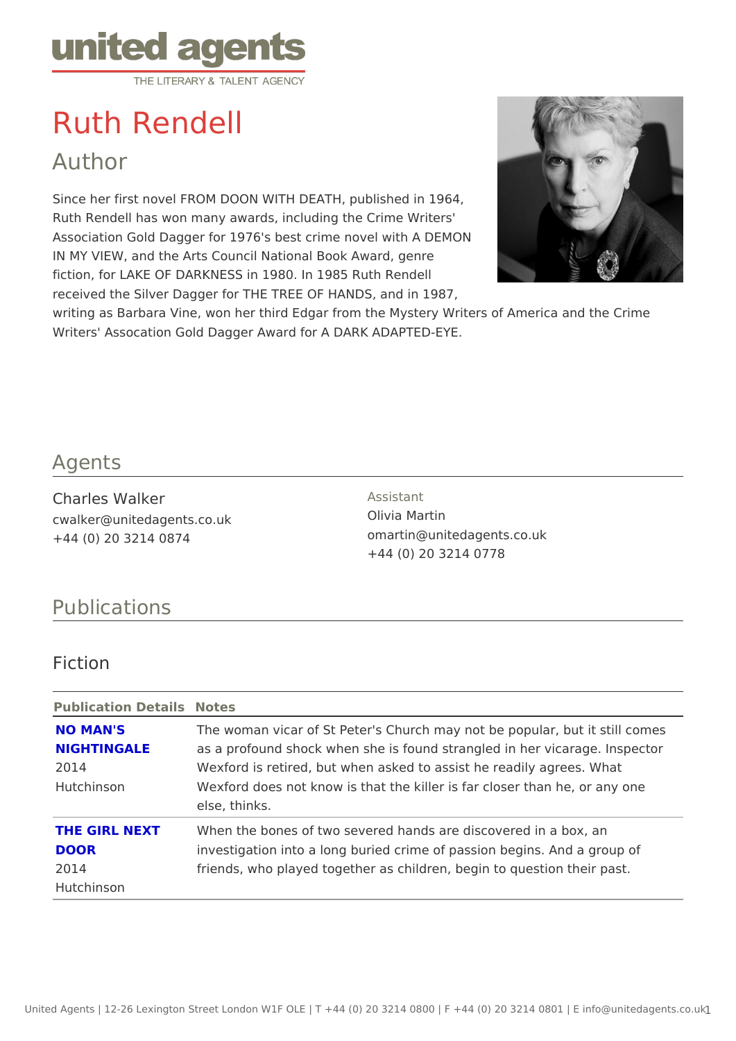united agents
THE LITERARY & TALENT AGENCY

# Ruth Rendell

## Author

Since her first novel FROM DOON WITH DEATH, published in 1964, Ruth Rendell has won many awards, including the Crime Writers' Association Gold Dagger for 1976's best crime novel with A DEMON IN MY VIEW, and the Arts Council National Book Award, genre fiction, for LAKE OF DARKNESS in 1980. In 1985 Ruth Rendell received the Silver Dagger for THE TREE OF HANDS, and in 1987, writing as Barbara Vine, won her third Edgar from the Mystery Writers of America and the Crime Writers' Assocation Gold Dagger Award for A DARK ADAPTED-EYE.

## Agents

Charles Walker
cwalker@unitedagents.co.uk
+44 (0) 20 3214 0874

Assistant
Olivia Martin
omartin@unitedagents.co.uk
+44 (0) 20 3214 0778

## Publications

### Fiction

| Publication Details | Notes |
|---|---|
| **NO MAN'S NIGHTINGALE** 2014 Hutchinson | The woman vicar of St Peter's Church may not be popular, but it still comes as a profound shock when she is found strangled in her vicarage. Inspector Wexford is retired, but when asked to assist he readily agrees. What Wexford does not know is that the killer is far closer than he, or any one else, thinks. |
| **THE GIRL NEXT DOOR** 2014 Hutchinson | When the bones of two severed hands are discovered in a box, an investigation into a long buried crime of passion begins. And a group of friends, who played together as children, begin to question their past. |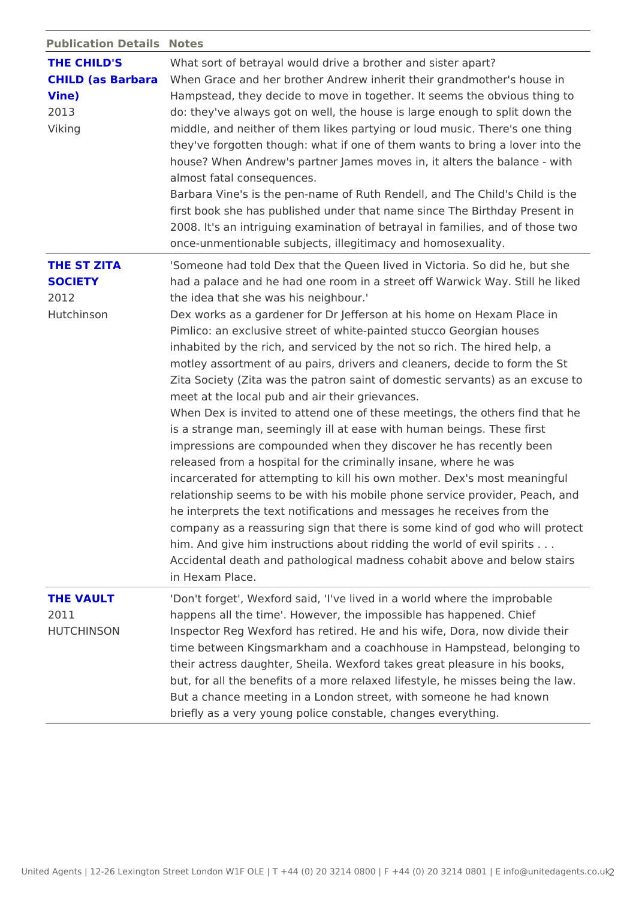| Publication Details | Notes |
| --- | --- |
| **THE CHILD'S CHILD (as Barbara Vine)**<br>2013<br>Viking | What sort of betrayal would drive a brother and sister apart?<br>When Grace and her brother Andrew inherit their grandmother's house in Hampstead, they decide to move in together. It seems the obvious thing to do: they've always got on well, the house is large enough to split down the middle, and neither of them likes partying or loud music. There's one thing they've forgotten though: what if one of them wants to bring a lover into the house? When Andrew's partner James moves in, it alters the balance - with almost fatal consequences.<br>Barbara Vine's is the pen-name of Ruth Rendell, and The Child's Child is the first book she has published under that name since The Birthday Present in 2008. It's an intriguing examination of betrayal in families, and of those two once-unmentionable subjects, illegitimacy and homosexuality. |
| **THE ST ZITA SOCIETY**<br>2012<br>Hutchinson | 'Someone had told Dex that the Queen lived in Victoria. So did he, but she had a palace and he had one room in a street off Warwick Way. Still he liked the idea that she was his neighbour.'<br>Dex works as a gardener for Dr Jefferson at his home on Hexam Place in Pimlico: an exclusive street of white-painted stucco Georgian houses inhabited by the rich, and serviced by the not so rich. The hired help, a motley assortment of au pairs, drivers and cleaners, decide to form the St Zita Society (Zita was the patron saint of domestic servants) as an excuse to meet at the local pub and air their grievances.<br>When Dex is invited to attend one of these meetings, the others find that he is a strange man, seemingly ill at ease with human beings. These first impressions are compounded when they discover he has recently been released from a hospital for the criminally insane, where he was incarcerated for attempting to kill his own mother. Dex's most meaningful relationship seems to be with his mobile phone service provider, Peach, and he interprets the text notifications and messages he receives from the company as a reassuring sign that there is some kind of god who will protect him. And give him instructions about ridding the world of evil spirits . . .<br>Accidental death and pathological madness cohabit above and below stairs in Hexam Place. |
| **THE VAULT**<br>2011<br>HUTCHINSON | 'Don't forget', Wexford said, 'I've lived in a world where the improbable happens all the time'. However, the impossible has happened. Chief Inspector Reg Wexford has retired. He and his wife, Dora, now divide their time between Kingsmarkham and a coachhouse in Hampstead, belonging to their actress daughter, Sheila. Wexford takes great pleasure in his books, but, for all the benefits of a more relaxed lifestyle, he misses being the law. But a chance meeting in a London street, with someone he had known briefly as a very young police constable, changes everything. |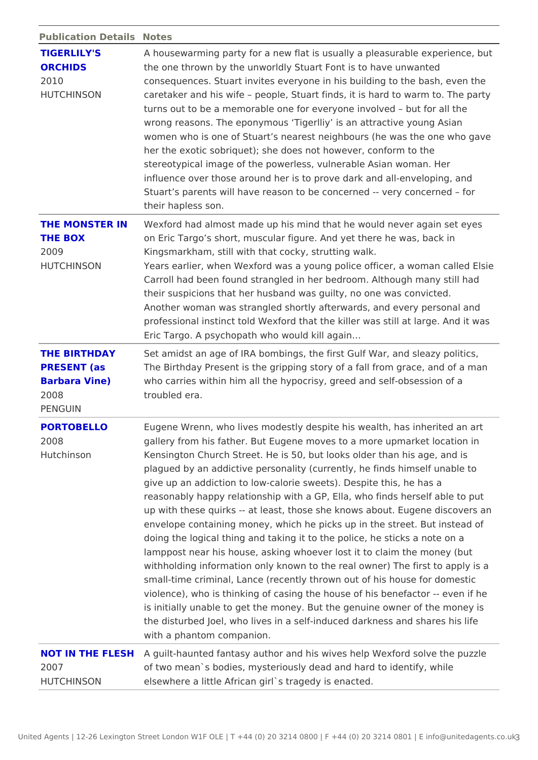| Publication Details | Notes |
|---|---|
| **TIGERLILY'S ORCHIDS**<br>2010<br>HUTCHINSON | A housewarming party for a new flat is usually a pleasurable experience, but the one thrown by the unworldly Stuart Font is to have unwanted consequences. Stuart invites everyone in his building to the bash, even the caretaker and his wife – people, Stuart finds, it is hard to warm to. The party turns out to be a memorable one for everyone involved – but for all the wrong reasons. The eponymous 'Tigerlliy' is an attractive young Asian women who is one of Stuart's nearest neighbours (he was the one who gave her the exotic sobriquet); she does not however, conform to the stereotypical image of the powerless, vulnerable Asian woman. Her influence over those around her is to prove dark and all-enveloping, and Stuart's parents will have reason to be concerned -- very concerned – for their hapless son. |
| **THE MONSTER IN THE BOX**<br>2009<br>HUTCHINSON | Wexford had almost made up his mind that he would never again set eyes on Eric Targo's short, muscular figure. And yet there he was, back in Kingsmarkham, still with that cocky, strutting walk.<br>Years earlier, when Wexford was a young police officer, a woman called Elsie Carroll had been found strangled in her bedroom. Although many still had their suspicions that her husband was guilty, no one was convicted. Another woman was strangled shortly afterwards, and every personal and professional instinct told Wexford that the killer was still at large. And it was Eric Targo. A psychopath who would kill again… |
| **THE BIRTHDAY PRESENT (as Barbara Vine)**<br>2008<br>PENGUIN | Set amidst an age of IRA bombings, the first Gulf War, and sleazy politics, The Birthday Present is the gripping story of a fall from grace, and of a man who carries within him all the hypocrisy, greed and self-obsession of a troubled era. |
| **PORTOBELLO**<br>2008<br>Hutchinson | Eugene Wrenn, who lives modestly despite his wealth, has inherited an art gallery from his father. But Eugene moves to a more upmarket location in Kensington Church Street. He is 50, but looks older than his age, and is plagued by an addictive personality (currently, he finds himself unable to give up an addiction to low-calorie sweets). Despite this, he has a reasonably happy relationship with a GP, Ella, who finds herself able to put up with these quirks -- at least, those she knows about. Eugene discovers an envelope containing money, which he picks up in the street. But instead of doing the logical thing and taking it to the police, he sticks a note on a lamppost near his house, asking whoever lost it to claim the money (but withholding information only known to the real owner) The first to apply is a small-time criminal, Lance (recently thrown out of his house for domestic violence), who is thinking of casing the house of his benefactor -- even if he is initially unable to get the money. But the genuine owner of the money is the disturbed Joel, who lives in a self-induced darkness and shares his life with a phantom companion. |
| **NOT IN THE FLESH**<br>2007<br>HUTCHINSON | A guilt-haunted fantasy author and his wives help Wexford solve the puzzle of two mean`s bodies, mysteriously dead and hard to identify, while elsewhere a little African girl`s tragedy is enacted. |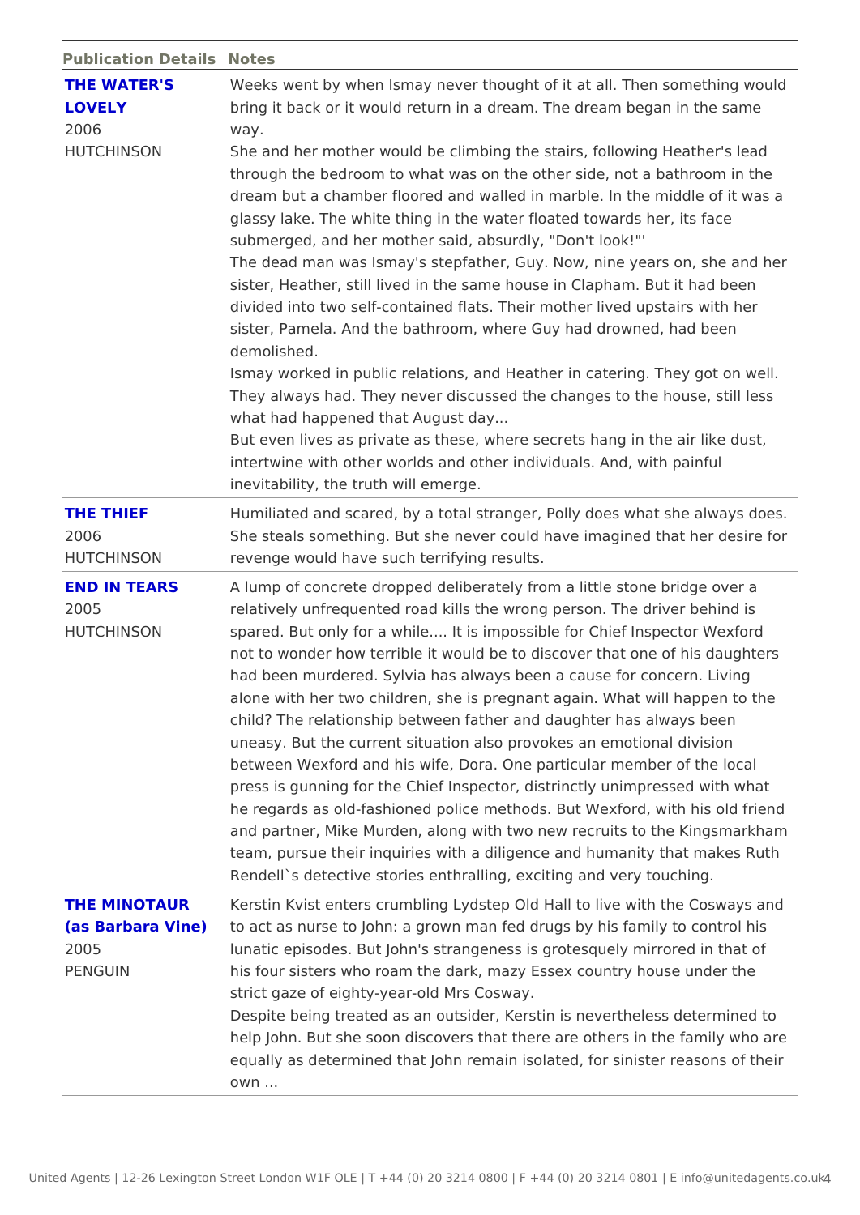| Publication Details | Notes |
| --- | --- |
| **THE WATER'S LOVELY**<br>2006<br>HUTCHINSON | Weeks went by when Ismay never thought of it at all. Then something would bring it back or it would return in a dream. The dream began in the same way.<br>She and her mother would be climbing the stairs, following Heather's lead through the bedroom to what was on the other side, not a bathroom in the dream but a chamber floored and walled in marble. In the middle of it was a glassy lake. The white thing in the water floated towards her, its face submerged, and her mother said, absurdly, "Don't look!"'<br>The dead man was Ismay's stepfather, Guy. Now, nine years on, she and her sister, Heather, still lived in the same house in Clapham. But it had been divided into two self-contained flats. Their mother lived upstairs with her sister, Pamela. And the bathroom, where Guy had drowned, had been demolished.<br>Ismay worked in public relations, and Heather in catering. They got on well. They always had. They never discussed the changes to the house, still less what had happened that August day...<br>But even lives as private as these, where secrets hang in the air like dust, intertwine with other worlds and other individuals. And, with painful inevitability, the truth will emerge. |
| **THE THIEF**<br>2006<br>HUTCHINSON | Humiliated and scared, by a total stranger, Polly does what she always does. She steals something. But she never could have imagined that her desire for revenge would have such terrifying results. |
| **END IN TEARS**<br>2005<br>HUTCHINSON | A lump of concrete dropped deliberately from a little stone bridge over a relatively unfrequented road kills the wrong person. The driver behind is spared. But only for a while.... It is impossible for Chief Inspector Wexford not to wonder how terrible it would be to discover that one of his daughters had been murdered. Sylvia has always been a cause for concern. Living alone with her two children, she is pregnant again. What will happen to the child? The relationship between father and daughter has always been uneasy. But the current situation also provokes an emotional division between Wexford and his wife, Dora. One particular member of the local press is gunning for the Chief Inspector, distrinctly unimpressed with what he regards as old-fashioned police methods. But Wexford, with his old friend and partner, Mike Murden, along with two new recruits to the Kingsmarkham team, pursue their inquiries with a diligence and humanity that makes Ruth Rendell`s detective stories enthralling, exciting and very touching. |
| **THE MINOTAUR (as Barbara Vine)**<br>2005<br>PENGUIN | Kerstin Kvist enters crumbling Lydstep Old Hall to live with the Cosways and to act as nurse to John: a grown man fed drugs by his family to control his lunatic episodes. But John's strangeness is grotesquely mirrored in that of his four sisters who roam the dark, mazy Essex country house under the strict gaze of eighty-year-old Mrs Cosway.<br>Despite being treated as an outsider, Kerstin is nevertheless determined to help John. But she soon discovers that there are others in the family who are equally as determined that John remain isolated, for sinister reasons of their own ... |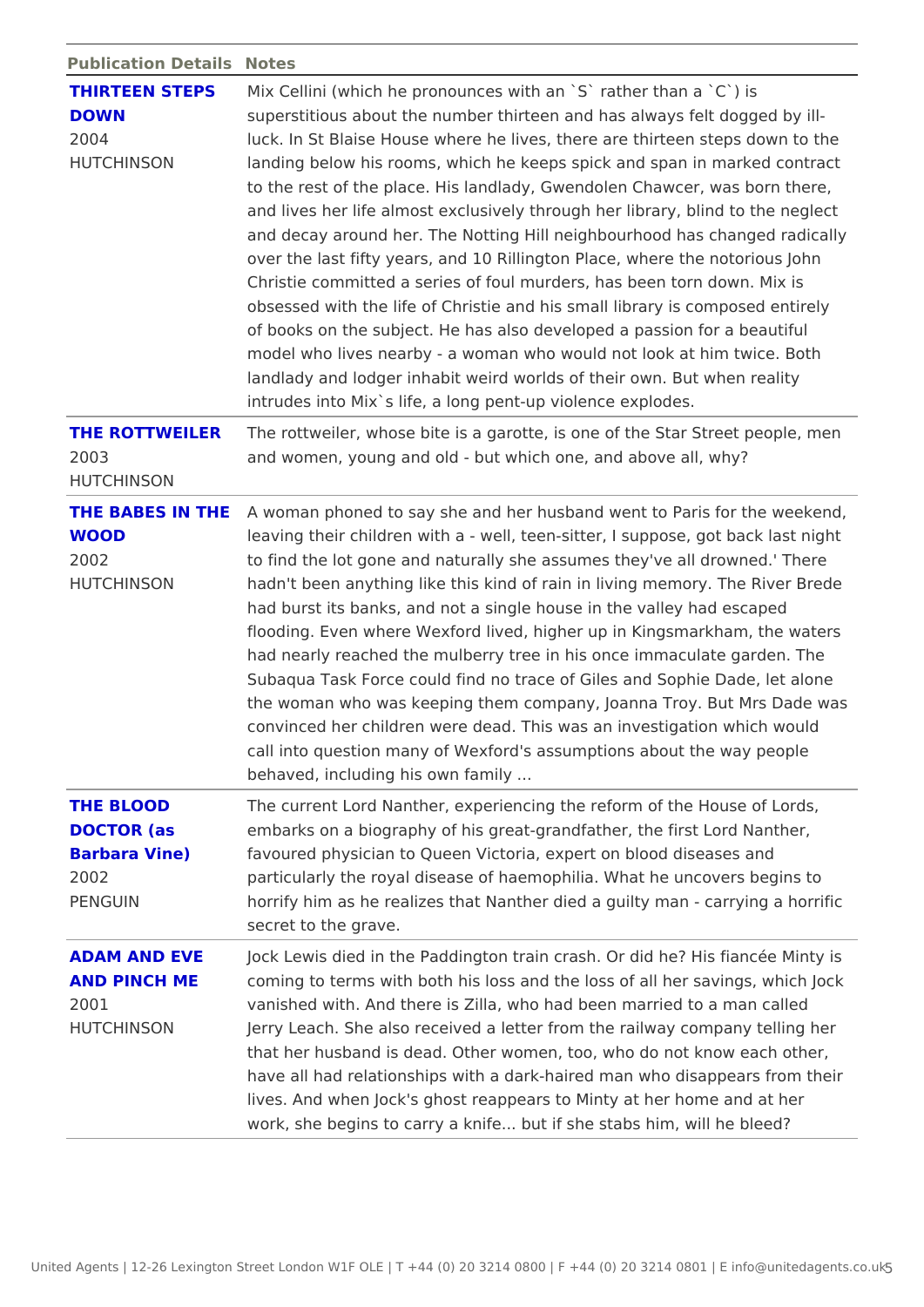| Publication Details | Notes |
|---|---|
| **THIRTEEN STEPS DOWN**<br>2004<br>HUTCHINSON | Mix Cellini (which he pronounces with an `S` rather than a `C`) is superstitious about the number thirteen and has always felt dogged by ill-luck. In St Blaise House where he lives, there are thirteen steps down to the landing below his rooms, which he keeps spick and span in marked contract to the rest of the place. His landlady, Gwendolen Chawcer, was born there, and lives her life almost exclusively through her library, blind to the neglect and decay around her. The Notting Hill neighbourhood has changed radically over the last fifty years, and 10 Rillington Place, where the notorious John Christie committed a series of foul murders, has been torn down. Mix is obsessed with the life of Christie and his small library is composed entirely of books on the subject. He has also developed a passion for a beautiful model who lives nearby - a woman who would not look at him twice. Both landlady and lodger inhabit weird worlds of their own. But when reality intrudes into Mix`s life, a long pent-up violence explodes. |
| **THE ROTTWEILER**<br>2003<br>HUTCHINSON | The rottweiler, whose bite is a garotte, is one of the Star Street people, men and women, young and old - but which one, and above all, why? |
| **THE BABES IN THE WOOD**<br>2002<br>HUTCHINSON | A woman phoned to say she and her husband went to Paris for the weekend, leaving their children with a - well, teen-sitter, I suppose, got back last night to find the lot gone and naturally she assumes they've all drowned.' There hadn't been anything like this kind of rain in living memory. The River Brede had burst its banks, and not a single house in the valley had escaped flooding. Even where Wexford lived, higher up in Kingsmarkham, the waters had nearly reached the mulberry tree in his once immaculate garden. The Subaqua Task Force could find no trace of Giles and Sophie Dade, let alone the woman who was keeping them company, Joanna Troy. But Mrs Dade was convinced her children were dead. This was an investigation which would call into question many of Wexford's assumptions about the way people behaved, including his own family ... |
| **THE BLOOD DOCTOR (as Barbara Vine)**<br>2002<br>PENGUIN | The current Lord Nanther, experiencing the reform of the House of Lords, embarks on a biography of his great-grandfather, the first Lord Nanther, favoured physician to Queen Victoria, expert on blood diseases and particularly the royal disease of haemophilia. What he uncovers begins to horrify him as he realizes that Nanther died a guilty man - carrying a horrific secret to the grave. |
| **ADAM AND EVE AND PINCH ME**<br>2001<br>HUTCHINSON | Jock Lewis died in the Paddington train crash. Or did he? His fiancée Minty is coming to terms with both his loss and the loss of all her savings, which Jock vanished with. And there is Zilla, who had been married to a man called Jerry Leach. She also received a letter from the railway company telling her that her husband is dead. Other women, too, who do not know each other, have all had relationships with a dark-haired man who disappears from their lives. And when Jock's ghost reappears to Minty at her home and at her work, she begins to carry a knife... but if she stabs him, will he bleed? |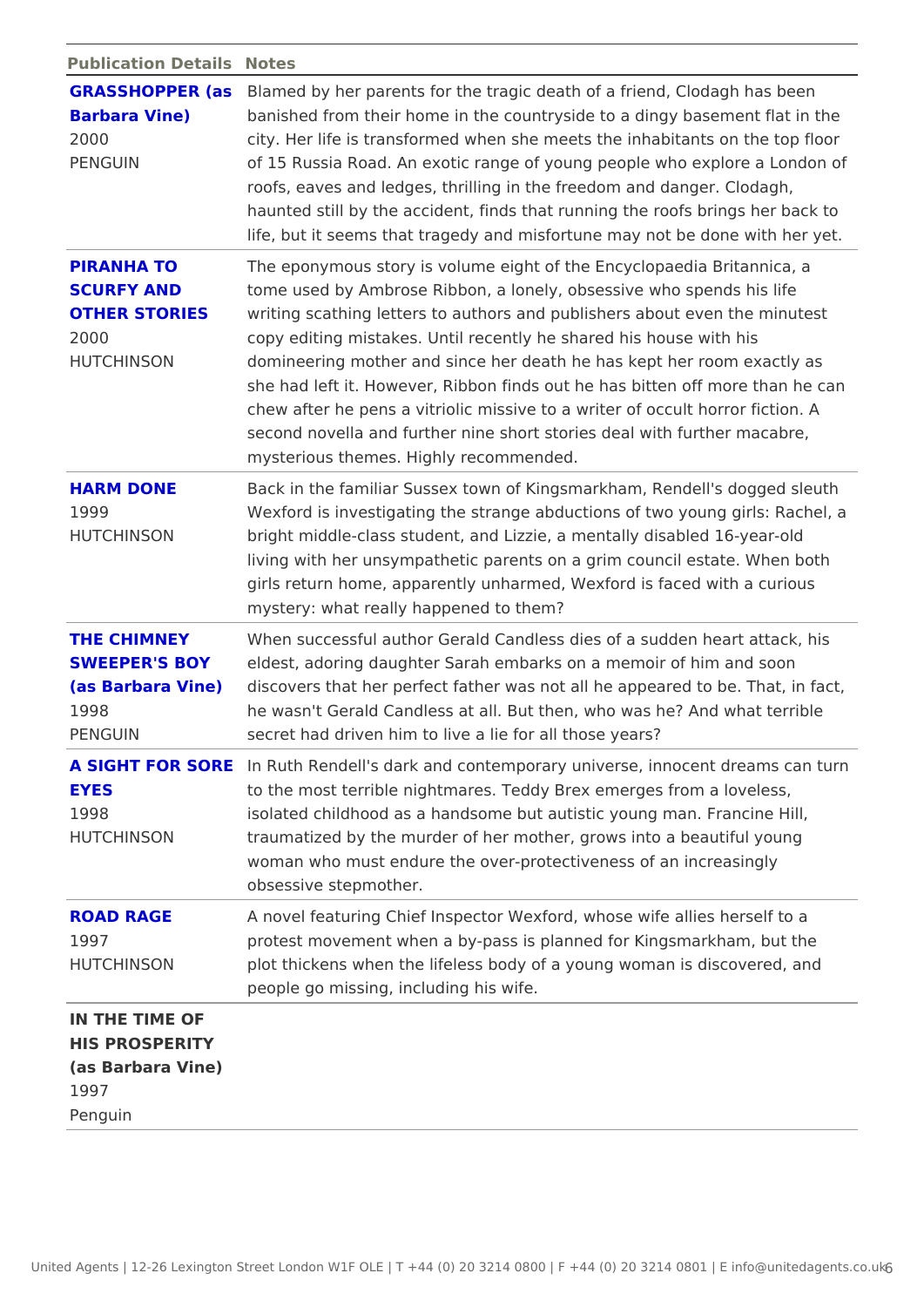| Publication Details | Notes |
|---|---|
| **GRASSHOPPER (as Barbara Vine)**<br>2000<br>PENGUIN | Blamed by her parents for the tragic death of a friend, Clodagh has been banished from their home in the countryside to a dingy basement flat in the city. Her life is transformed when she meets the inhabitants on the top floor of 15 Russia Road. An exotic range of young people who explore a London of roofs, eaves and ledges, thrilling in the freedom and danger. Clodagh, haunted still by the accident, finds that running the roofs brings her back to life, but it seems that tragedy and misfortune may not be done with her yet. |
| **PIRANHA TO SCURFY AND OTHER STORIES**<br>2000<br>HUTCHINSON | The eponymous story is volume eight of the Encyclopaedia Britannica, a tome used by Ambrose Ribbon, a lonely, obsessive who spends his life writing scathing letters to authors and publishers about even the minutest copy editing mistakes. Until recently he shared his house with his domineering mother and since her death he has kept her room exactly as she had left it. However, Ribbon finds out he has bitten off more than he can chew after he pens a vitriolic missive to a writer of occult horror fiction. A second novella and further nine short stories deal with further macabre, mysterious themes. Highly recommended. |
| **HARM DONE**<br>1999<br>HUTCHINSON | Back in the familiar Sussex town of Kingsmarkham, Rendell's dogged sleuth Wexford is investigating the strange abductions of two young girls: Rachel, a bright middle-class student, and Lizzie, a mentally disabled 16-year-old living with her unsympathetic parents on a grim council estate. When both girls return home, apparently unharmed, Wexford is faced with a curious mystery: what really happened to them? |
| **THE CHIMNEY SWEEPER'S BOY (as Barbara Vine)**<br>1998<br>PENGUIN | When successful author Gerald Candless dies of a sudden heart attack, his eldest, adoring daughter Sarah embarks on a memoir of him and soon discovers that her perfect father was not all he appeared to be. That, in fact, he wasn't Gerald Candless at all. But then, who was he? And what terrible secret had driven him to live a lie for all those years? |
| **A SIGHT FOR SORE EYES**<br>1998<br>HUTCHINSON | In Ruth Rendell's dark and contemporary universe, innocent dreams can turn to the most terrible nightmares. Teddy Brex emerges from a loveless, isolated childhood as a handsome but autistic young man. Francine Hill, traumatized by the murder of her mother, grows into a beautiful young woman who must endure the over-protectiveness of an increasingly obsessive stepmother. |
| **ROAD RAGE**<br>1997<br>HUTCHINSON | A novel featuring Chief Inspector Wexford, whose wife allies herself to a protest movement when a by-pass is planned for Kingsmarkham, but the plot thickens when the lifeless body of a young woman is discovered, and people go missing, including his wife. |
| **IN THE TIME OF HIS PROSPERITY (as Barbara Vine)**<br>1997<br>Penguin | |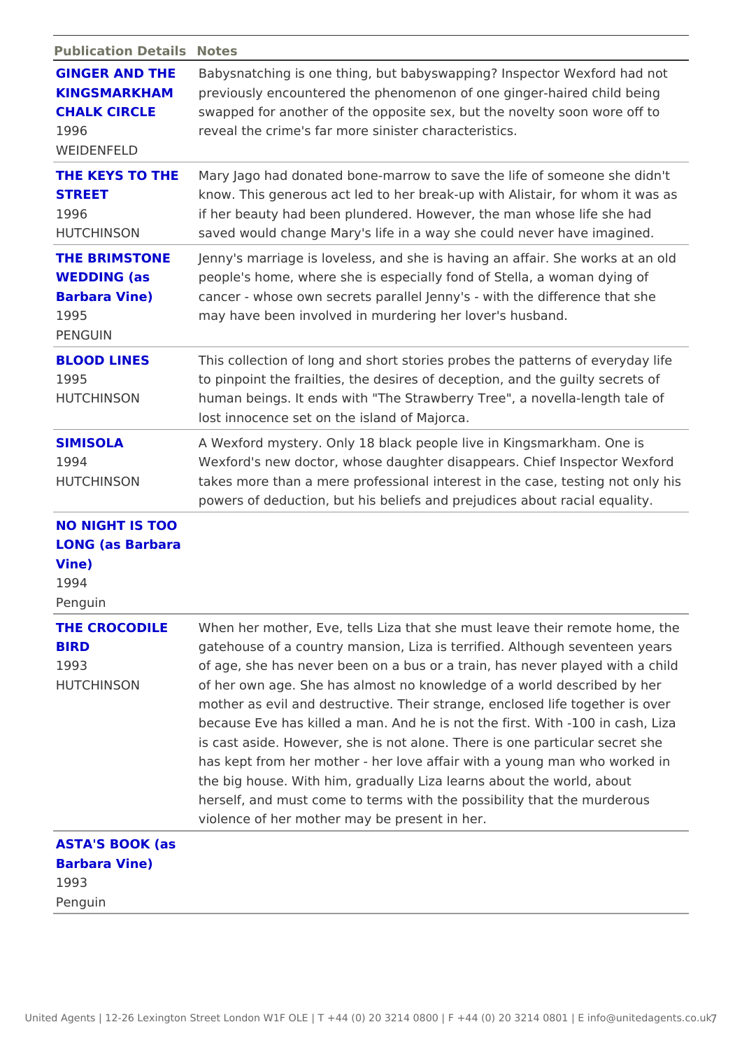| Publication Details | Notes |
| --- | --- |
| **GINGER AND THE KINGSMARKHAM CHALK CIRCLE**<br>1996<br>WEIDENFELD | Babysnatching is one thing, but babyswapping? Inspector Wexford had not previously encountered the phenomenon of one ginger-haired child being swapped for another of the opposite sex, but the novelty soon wore off to reveal the crime's far more sinister characteristics. |
| **THE KEYS TO THE STREET**<br>1996<br>HUTCHINSON | Mary Jago had donated bone-marrow to save the life of someone she didn't know. This generous act led to her break-up with Alistair, for whom it was as if her beauty had been plundered. However, the man whose life she had saved would change Mary's life in a way she could never have imagined. |
| **THE BRIMSTONE WEDDING (as Barbara Vine)**<br>1995<br>PENGUIN | Jenny's marriage is loveless, and she is having an affair. She works at an old people's home, where she is especially fond of Stella, a woman dying of cancer - whose own secrets parallel Jenny's - with the difference that she may have been involved in murdering her lover's husband. |
| **BLOOD LINES**<br>1995<br>HUTCHINSON | This collection of long and short stories probes the patterns of everyday life to pinpoint the frailties, the desires of deception, and the guilty secrets of human beings. It ends with "The Strawberry Tree", a novella-length tale of lost innocence set on the island of Majorca. |
| **SIMISOLA**<br>1994<br>HUTCHINSON | A Wexford mystery. Only 18 black people live in Kingsmarkham. One is Wexford's new doctor, whose daughter disappears. Chief Inspector Wexford takes more than a mere professional interest in the case, testing not only his powers of deduction, but his beliefs and prejudices about racial equality. |
| **NO NIGHT IS TOO LONG (as Barbara Vine)**<br>1994<br>Penguin | |
| **THE CROCODILE BIRD**<br>1993<br>HUTCHINSON | When her mother, Eve, tells Liza that she must leave their remote home, the gatehouse of a country mansion, Liza is terrified. Although seventeen years of age, she has never been on a bus or a train, has never played with a child of her own age. She has almost no knowledge of a world described by her mother as evil and destructive. Their strange, enclosed life together is over because Eve has killed a man. And he is not the first. With -100 in cash, Liza is cast aside. However, she is not alone. There is one particular secret she has kept from her mother - her love affair with a young man who worked in the big house. With him, gradually Liza learns about the world, about herself, and must come to terms with the possibility that the murderous violence of her mother may be present in her. |
| **ASTA'S BOOK (as Barbara Vine)**<br>1993<br>Penguin | |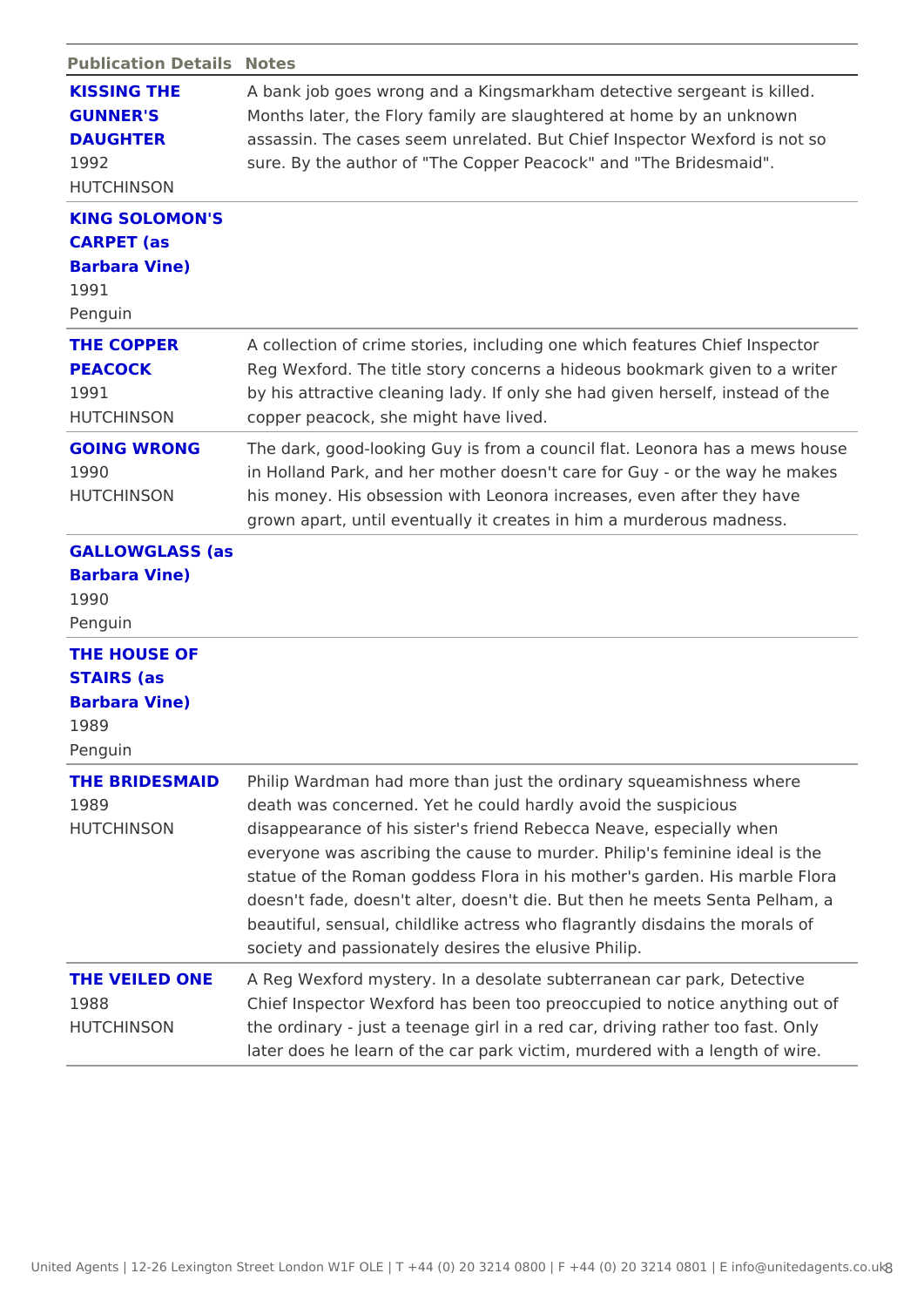| Publication Details | Notes |
| --- | --- |
| **KISSING THE GUNNER'S DAUGHTER**<br>1992<br>HUTCHINSON | A bank job goes wrong and a Kingsmarkham detective sergeant is killed. Months later, the Flory family are slaughtered at home by an unknown assassin. The cases seem unrelated. But Chief Inspector Wexford is not so sure. By the author of "The Copper Peacock" and "The Bridesmaid". |
| **KING SOLOMON'S CARPET (as Barbara Vine)**<br>1991<br>Penguin | |
| **THE COPPER PEACOCK**<br>1991<br>HUTCHINSON | A collection of crime stories, including one which features Chief Inspector Reg Wexford. The title story concerns a hideous bookmark given to a writer by his attractive cleaning lady. If only she had given herself, instead of the copper peacock, she might have lived. |
| **GOING WRONG**<br>1990<br>HUTCHINSON | The dark, good-looking Guy is from a council flat. Leonora has a mews house in Holland Park, and her mother doesn't care for Guy - or the way he makes his money. His obsession with Leonora increases, even after they have grown apart, until eventually it creates in him a murderous madness. |
| **GALLOWGLASS (as Barbara Vine)**<br>1990<br>Penguin | |
| **THE HOUSE OF STAIRS (as Barbara Vine)**<br>1989<br>Penguin | |
| **THE BRIDESMAID**<br>1989<br>HUTCHINSON | Philip Wardman had more than just the ordinary squeamishness where death was concerned. Yet he could hardly avoid the suspicious disappearance of his sister's friend Rebecca Neave, especially when everyone was ascribing the cause to murder. Philip's feminine ideal is the statue of the Roman goddess Flora in his mother's garden. His marble Flora doesn't fade, doesn't alter, doesn't die. But then he meets Senta Pelham, a beautiful, sensual, childlike actress who flagrantly disdains the morals of society and passionately desires the elusive Philip. |
| **THE VEILED ONE**<br>1988<br>HUTCHINSON | A Reg Wexford mystery. In a desolate subterranean car park, Detective Chief Inspector Wexford has been too preoccupied to notice anything out of the ordinary - just a teenage girl in a red car, driving rather too fast. Only later does he learn of the car park victim, murdered with a length of wire. |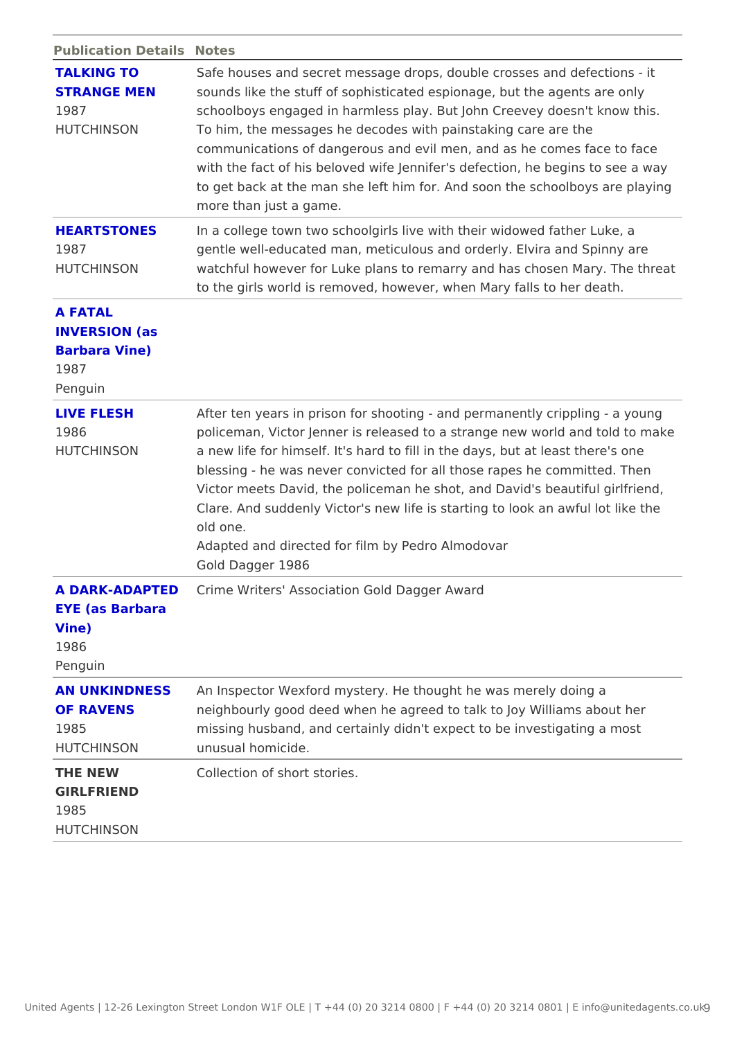| Publication Details | Notes |
|---|---|
| **TALKING TO STRANGE MEN**<br>1987<br>HUTCHINSON | Safe houses and secret message drops, double crosses and defections - it sounds like the stuff of sophisticated espionage, but the agents are only schoolboys engaged in harmless play. But John Creevey doesn't know this. To him, the messages he decodes with painstaking care are the communications of dangerous and evil men, and as he comes face to face with the fact of his beloved wife Jennifer's defection, he begins to see a way to get back at the man she left him for. And soon the schoolboys are playing more than just a game. |
| **HEARTSTONES**<br>1987<br>HUTCHINSON | In a college town two schoolgirls live with their widowed father Luke, a gentle well-educated man, meticulous and orderly. Elvira and Spinny are watchful however for Luke plans to remarry and has chosen Mary. The threat to the girls world is removed, however, when Mary falls to her death. |
| **A FATAL INVERSION (as Barbara Vine)**<br>1987<br>Penguin | |
| **LIVE FLESH**<br>1986<br>HUTCHINSON | After ten years in prison for shooting - and permanently crippling - a young policeman, Victor Jenner is released to a strange new world and told to make a new life for himself. It's hard to fill in the days, but at least there's one blessing - he was never convicted for all those rapes he committed. Then Victor meets David, the policeman he shot, and David's beautiful girlfriend, Clare. And suddenly Victor's new life is starting to look an awful lot like the old one.<br>Adapted and directed for film by Pedro Almodovar<br>Gold Dagger 1986 |
| **A DARK-ADAPTED EYE (as Barbara Vine)**<br>1986<br>Penguin | Crime Writers' Association Gold Dagger Award |
| **AN UNKINDNESS OF RAVENS**<br>1985<br>HUTCHINSON | An Inspector Wexford mystery. He thought he was merely doing a neighbourly good deed when he agreed to talk to Joy Williams about her missing husband, and certainly didn't expect to be investigating a most unusual homicide. |
| **THE NEW GIRLFRIEND**<br>1985<br>HUTCHINSON | Collection of short stories. |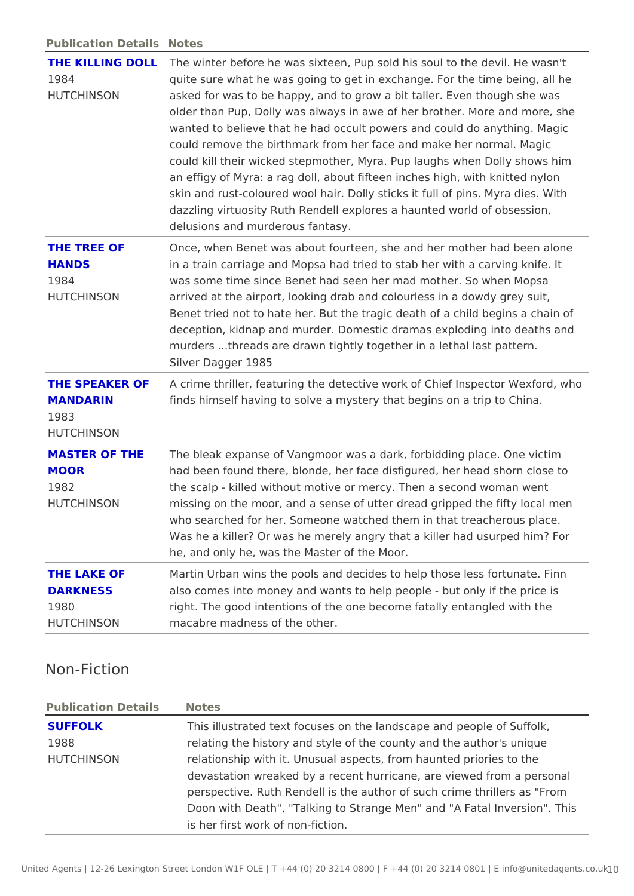| Publication Details | Notes |
|---|---|
| **THE KILLING DOLL**<br>1984<br>HUTCHINSON | The winter before he was sixteen, Pup sold his soul to the devil. He wasn't quite sure what he was going to get in exchange. For the time being, all he asked for was to be happy, and to grow a bit taller. Even though she was older than Pup, Dolly was always in awe of her brother. More and more, she wanted to believe that he had occult powers and could do anything. Magic could remove the birthmark from her face and make her normal. Magic could kill their wicked stepmother, Myra. Pup laughs when Dolly shows him an effigy of Myra: a rag doll, about fifteen inches high, with knitted nylon skin and rust-coloured wool hair. Dolly sticks it full of pins. Myra dies. With dazzling virtuosity Ruth Rendell explores a haunted world of obsession, delusions and murderous fantasy. |
| **THE TREE OF HANDS**<br>1984<br>HUTCHINSON | Once, when Benet was about fourteen, she and her mother had been alone in a train carriage and Mopsa had tried to stab her with a carving knife. It was some time since Benet had seen her mad mother. So when Mopsa arrived at the airport, looking drab and colourless in a dowdy grey suit, Benet tried not to hate her. But the tragic death of a child begins a chain of deception, kidnap and murder. Domestic dramas exploding into deaths and murders ...threads are drawn tightly together in a lethal last pattern.<br>Silver Dagger 1985 |
| **THE SPEAKER OF MANDARIN**<br>1983<br>HUTCHINSON | A crime thriller, featuring the detective work of Chief Inspector Wexford, who finds himself having to solve a mystery that begins on a trip to China. |
| **MASTER OF THE MOOR**<br>1982<br>HUTCHINSON | The bleak expanse of Vangmoor was a dark, forbidding place. One victim had been found there, blonde, her face disfigured, her head shorn close to the scalp - killed without motive or mercy. Then a second woman went missing on the moor, and a sense of utter dread gripped the fifty local men who searched for her. Someone watched them in that treacherous place. Was he a killer? Or was he merely angry that a killer had usurped him? For he, and only he, was the Master of the Moor. |
| **THE LAKE OF DARKNESS**<br>1980<br>HUTCHINSON | Martin Urban wins the pools and decides to help those less fortunate. Finn also comes into money and wants to help people - but only if the price is right. The good intentions of the one become fatally entangled with the macabre madness of the other. |

## Non-Fiction

| Publication Details | Notes |
|---|---|
| **SUFFOLK**<br>1988<br>HUTCHINSON | This illustrated text focuses on the landscape and people of Suffolk, relating the history and style of the county and the author's unique relationship with it. Unusual aspects, from haunted priories to the devastation wreaked by a recent hurricane, are viewed from a personal perspective. Ruth Rendell is the author of such crime thrillers as "From Doon with Death", "Talking to Strange Men" and "A Fatal Inversion". This is her first work of non-fiction. |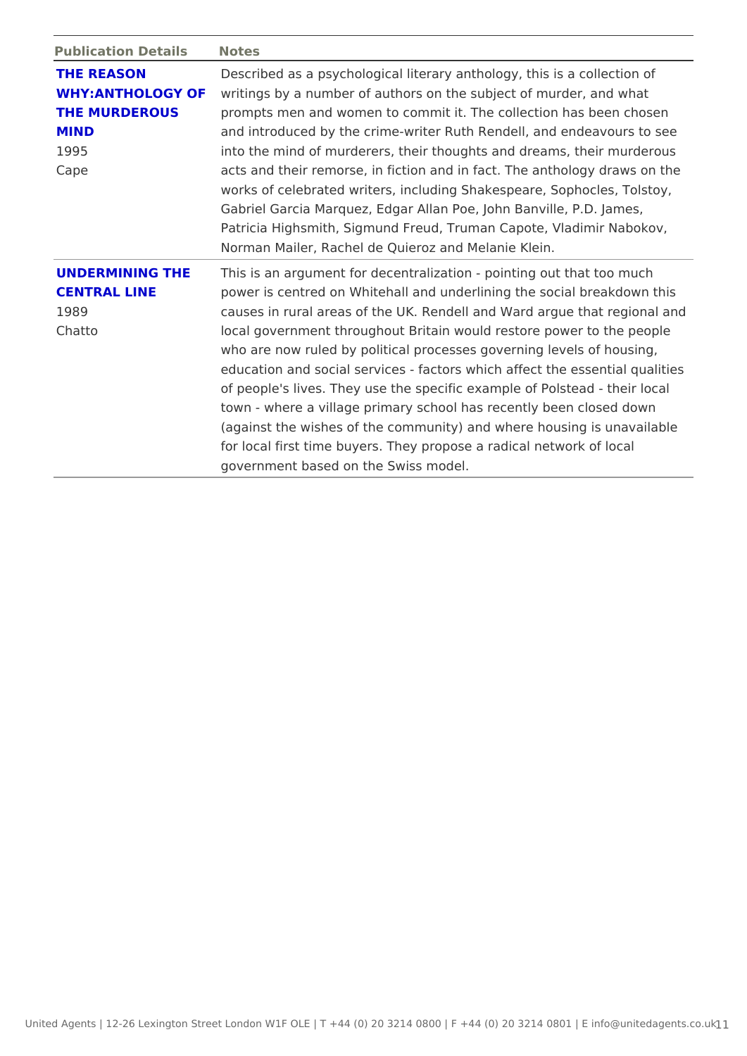| Publication Details | Notes |
|---|---|
| **THE REASON WHY:ANTHOLOGY OF THE MURDEROUS MIND**<br>1995<br>Cape | Described as a psychological literary anthology, this is a collection of writings by a number of authors on the subject of murder, and what prompts men and women to commit it. The collection has been chosen and introduced by the crime-writer Ruth Rendell, and endeavours to see into the mind of murderers, their thoughts and dreams, their murderous acts and their remorse, in fiction and in fact. The anthology draws on the works of celebrated writers, including Shakespeare, Sophocles, Tolstoy, Gabriel Garcia Marquez, Edgar Allan Poe, John Banville, P.D. James, Patricia Highsmith, Sigmund Freud, Truman Capote, Vladimir Nabokov, Norman Mailer, Rachel de Quieroz and Melanie Klein. |
| **UNDERMINING THE CENTRAL LINE**<br>1989<br>Chatto | This is an argument for decentralization - pointing out that too much power is centred on Whitehall and underlining the social breakdown this causes in rural areas of the UK. Rendell and Ward argue that regional and local government throughout Britain would restore power to the people who are now ruled by political processes governing levels of housing, education and social services - factors which affect the essential qualities of people's lives. They use the specific example of Polstead - their local town - where a village primary school has recently been closed down (against the wishes of the community) and where housing is unavailable for local first time buyers. They propose a radical network of local government based on the Swiss model. |